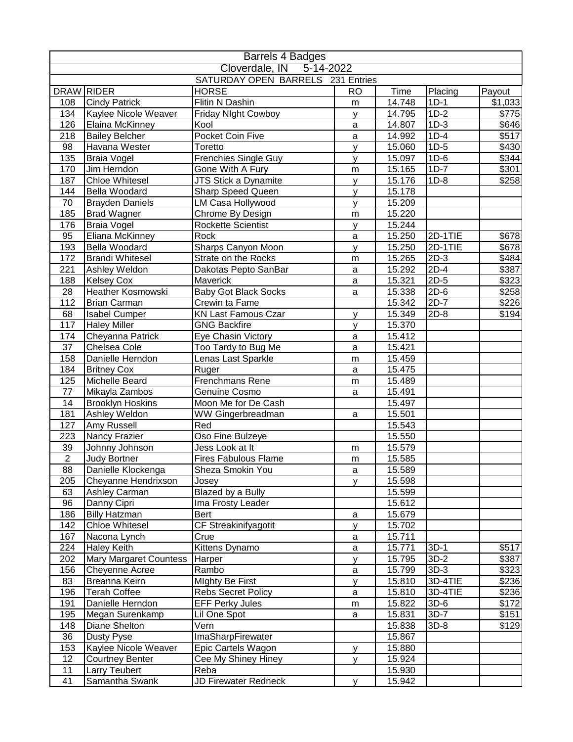| Barrels 4 Badges | | | | | | |
|---|---|---|---|---|---|---|
| Cloverdale, IN 5-14-2022 | | | | | | |
| SATURDAY OPEN BARRELS 231 Entries | | | | | | |
| DRAW | RIDER | HORSE | RO | Time | Placing | Payout |
| 108 | Cindy Patrick | Flitin N Dashin | m | 14.748 | 1D-1 | $1,033 |
| 134 | Kaylee Nicole Weaver | Friday NIght Cowboy | y | 14.795 | 1D-2 | $775 |
| 126 | Elaina McKinney | Kool | a | 14.807 | 1D-3 | $646 |
| 218 | Bailey Belcher | Pocket Coin Five | a | 14.992 | 1D-4 | $517 |
| 98 | Havana Wester | Toretto | y | 15.060 | 1D-5 | $430 |
| 135 | Braia Vogel | Frenchies Single Guy | y | 15.097 | 1D-6 | $344 |
| 170 | Jim Herndon | Gone With A Fury | m | 15.165 | 1D-7 | $301 |
| 187 | Chloe Whitesel | JTS Stick a Dynamite | y | 15.176 | 1D-8 | $258 |
| 144 | Bella Woodard | Sharp Speed Queen | y | 15.178 | | |
| 70 | Brayden Daniels | LM Casa Hollywood | y | 15.209 | | |
| 185 | Brad Wagner | Chrome By Design | m | 15.220 | | |
| 176 | Braia Vogel | Rockette Scientist | y | 15.244 | | |
| 95 | Eliana McKinney | Rock | a | 15.250 | 2D-1TIE | $678 |
| 193 | Bella Woodard | Sharps Canyon Moon | y | 15.250 | 2D-1TIE | $678 |
| 172 | Brandi Whitesel | Strate on the Rocks | m | 15.265 | 2D-3 | $484 |
| 221 | Ashley Weldon | Dakotas Pepto SanBar | a | 15.292 | 2D-4 | $387 |
| 188 | Kelsey Cox | Maverick | a | 15.321 | 2D-5 | $323 |
| 28 | Heather Kosmowski | Baby Got Black Socks | a | 15.338 | 2D-6 | $258 |
| 112 | Brian Carman | Crewin ta Fame | | 15.342 | 2D-7 | $226 |
| 68 | Isabel Cumper | KN Last Famous Czar | y | 15.349 | 2D-8 | $194 |
| 117 | Haley Miller | GNG Backfire | y | 15.370 | | |
| 174 | Cheyanna Patrick | Eye Chasin Victory | a | 15.412 | | |
| 37 | Chelsea Cole | Too Tardy to Bug Me | a | 15.421 | | |
| 158 | Danielle Herndon | Lenas Last Sparkle | m | 15.459 | | |
| 184 | Britney Cox | Ruger | a | 15.475 | | |
| 125 | Michelle Beard | Frenchmans Rene | m | 15.489 | | |
| 77 | Mikayla Zambos | Genuine Cosmo | a | 15.491 | | |
| 14 | Brooklyn Hoskins | Moon Me for De Cash | | 15.497 | | |
| 181 | Ashley Weldon | WW Gingerbreadman | a | 15.501 | | |
| 127 | Amy Russell | Red | | 15.543 | | |
| 223 | Nancy Frazier | Oso Fine Bulzeye | | 15.550 | | |
| 39 | Johnny Johnson | Jess Look at It | m | 15.579 | | |
| 2 | Judy Bortner | Fires Fabulous Flame | m | 15.585 | | |
| 88 | Danielle Klockenga | Sheza Smokin You | a | 15.589 | | |
| 205 | Cheyenne Hendrixson | Josey | y | 15.598 | | |
| 63 | Ashley Carman | Blazed by a Bully | | 15.599 | | |
| 96 | Danny Cipri | Ima Frosty Leader | | 15.612 | | |
| 186 | Billy Hatzman | Bert | a | 15.679 | | |
| 142 | Chloe Whitesel | CF Streakinifyagotit | y | 15.702 | | |
| 167 | Nacona Lynch | Crue | a | 15.711 | | |
| 224 | Haley Keith | Kittens Dynamo | a | 15.771 | 3D-1 | $517 |
| 202 | Mary Margaret Countess | Harper | y | 15.795 | 3D-2 | $387 |
| 156 | Cheyenne Acree | Rambo | a | 15.799 | 3D-3 | $323 |
| 83 | Breanna Keirn | MIghty Be First | y | 15.810 | 3D-4TIE | $236 |
| 196 | Terah Coffee | Rebs Secret Policy | a | 15.810 | 3D-4TIE | $236 |
| 191 | Danielle Herndon | EFF Perky Jules | m | 15.822 | 3D-6 | $172 |
| 195 | Megan Surenkamp | Lil One Spot | a | 15.831 | 3D-7 | $151 |
| 148 | Diane Shelton | Vern | | 15.838 | 3D-8 | $129 |
| 36 | Dusty Pyse | ImaSharpFirewater | | 15.867 | | |
| 153 | Kaylee Nicole Weaver | Epic Cartels Wagon | y | 15.880 | | |
| 12 | Courtney Benter | Cee My Shiney Hiney | y | 15.924 | | |
| 11 | Larry Teubert | Reba | | 15.930 | | |
| 41 | Samantha Swank | JD Firewater Redneck | y | 15.942 | | |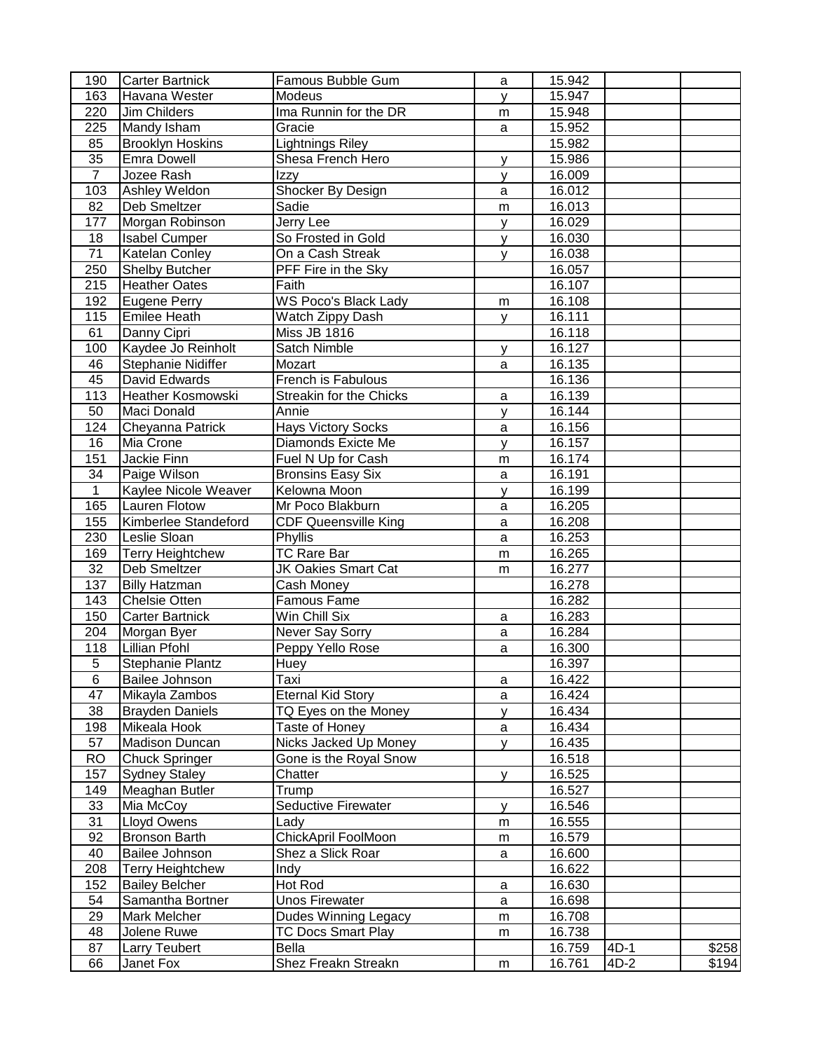| | | | | | | |
|---|---|---|---|---|---|---|
| 190 | Carter Bartnick | Famous Bubble Gum | a | 15.942 | | |
| 163 | Havana Wester | Modeus | y | 15.947 | | |
| 220 | Jim Childers | Ima Runnin for the DR | m | 15.948 | | |
| 225 | Mandy Isham | Gracie | a | 15.952 | | |
| 85 | Brooklyn Hoskins | Lightnings Riley | | 15.982 | | |
| 35 | Emra Dowell | Shesa French Hero | y | 15.986 | | |
| 7 | Jozee Rash | Izzy | y | 16.009 | | |
| 103 | Ashley Weldon | Shocker By Design | a | 16.012 | | |
| 82 | Deb Smeltzer | Sadie | m | 16.013 | | |
| 177 | Morgan Robinson | Jerry Lee | y | 16.029 | | |
| 18 | Isabel Cumper | So Frosted in Gold | y | 16.030 | | |
| 71 | Katelan Conley | On a Cash Streak | y | 16.038 | | |
| 250 | Shelby Butcher | PFF Fire in the Sky | | 16.057 | | |
| 215 | Heather Oates | Faith | | 16.107 | | |
| 192 | Eugene Perry | WS Poco's Black Lady | m | 16.108 | | |
| 115 | Emilee Heath | Watch Zippy Dash | y | 16.111 | | |
| 61 | Danny Cipri | Miss JB 1816 | | 16.118 | | |
| 100 | Kaydee Jo Reinholt | Satch Nimble | y | 16.127 | | |
| 46 | Stephanie Nidiffer | Mozart | a | 16.135 | | |
| 45 | David Edwards | French is Fabulous | | 16.136 | | |
| 113 | Heather Kosmowski | Streakin for the Chicks | a | 16.139 | | |
| 50 | Maci Donald | Annie | y | 16.144 | | |
| 124 | Cheyanna Patrick | Hays Victory Socks | a | 16.156 | | |
| 16 | Mia Crone | Diamonds Exicte Me | y | 16.157 | | |
| 151 | Jackie Finn | Fuel N Up for Cash | m | 16.174 | | |
| 34 | Paige Wilson | Bronsins Easy Six | a | 16.191 | | |
| 1 | Kaylee Nicole Weaver | Kelowna Moon | y | 16.199 | | |
| 165 | Lauren Flotow | Mr Poco Blakburn | a | 16.205 | | |
| 155 | Kimberlee Standeford | CDF Queensville King | a | 16.208 | | |
| 230 | Leslie Sloan | Phyllis | a | 16.253 | | |
| 169 | Terry Heightchew | TC Rare Bar | m | 16.265 | | |
| 32 | Deb Smeltzer | JK Oakies Smart Cat | m | 16.277 | | |
| 137 | Billy Hatzman | Cash Money | | 16.278 | | |
| 143 | Chelsie Otten | Famous Fame | | 16.282 | | |
| 150 | Carter Bartnick | Win Chill Six | a | 16.283 | | |
| 204 | Morgan Byer | Never Say Sorry | a | 16.284 | | |
| 118 | Lillian Pfohl | Peppy Yello Rose | a | 16.300 | | |
| 5 | Stephanie Plantz | Huey | | 16.397 | | |
| 6 | Bailee Johnson | Taxi | a | 16.422 | | |
| 47 | Mikayla Zambos | Eternal Kid Story | a | 16.424 | | |
| 38 | Brayden Daniels | TQ Eyes on the Money | y | 16.434 | | |
| 198 | Mikeala Hook | Taste of Honey | a | 16.434 | | |
| 57 | Madison Duncan | Nicks Jacked Up Money | y | 16.435 | | |
| RO | Chuck Springer | Gone is the Royal Snow | | 16.518 | | |
| 157 | Sydney Staley | Chatter | y | 16.525 | | |
| 149 | Meaghan Butler | Trump | | 16.527 | | |
| 33 | Mia McCoy | Seductive Firewater | y | 16.546 | | |
| 31 | Lloyd Owens | Lady | m | 16.555 | | |
| 92 | Bronson Barth | ChickApril FoolMoon | m | 16.579 | | |
| 40 | Bailee Johnson | Shez a Slick Roar | a | 16.600 | | |
| 208 | Terry Heightchew | Indy | | 16.622 | | |
| 152 | Bailey Belcher | Hot Rod | a | 16.630 | | |
| 54 | Samantha Bortner | Unos Firewater | a | 16.698 | | |
| 29 | Mark Melcher | Dudes Winning Legacy | m | 16.708 | | |
| 48 | Jolene Ruwe | TC Docs Smart Play | m | 16.738 | | |
| 87 | Larry Teubert | Bella | | 16.759 | 4D-1 | $258 |
| 66 | Janet Fox | Shez Freakn Streakn | m | 16.761 | 4D-2 | $194 |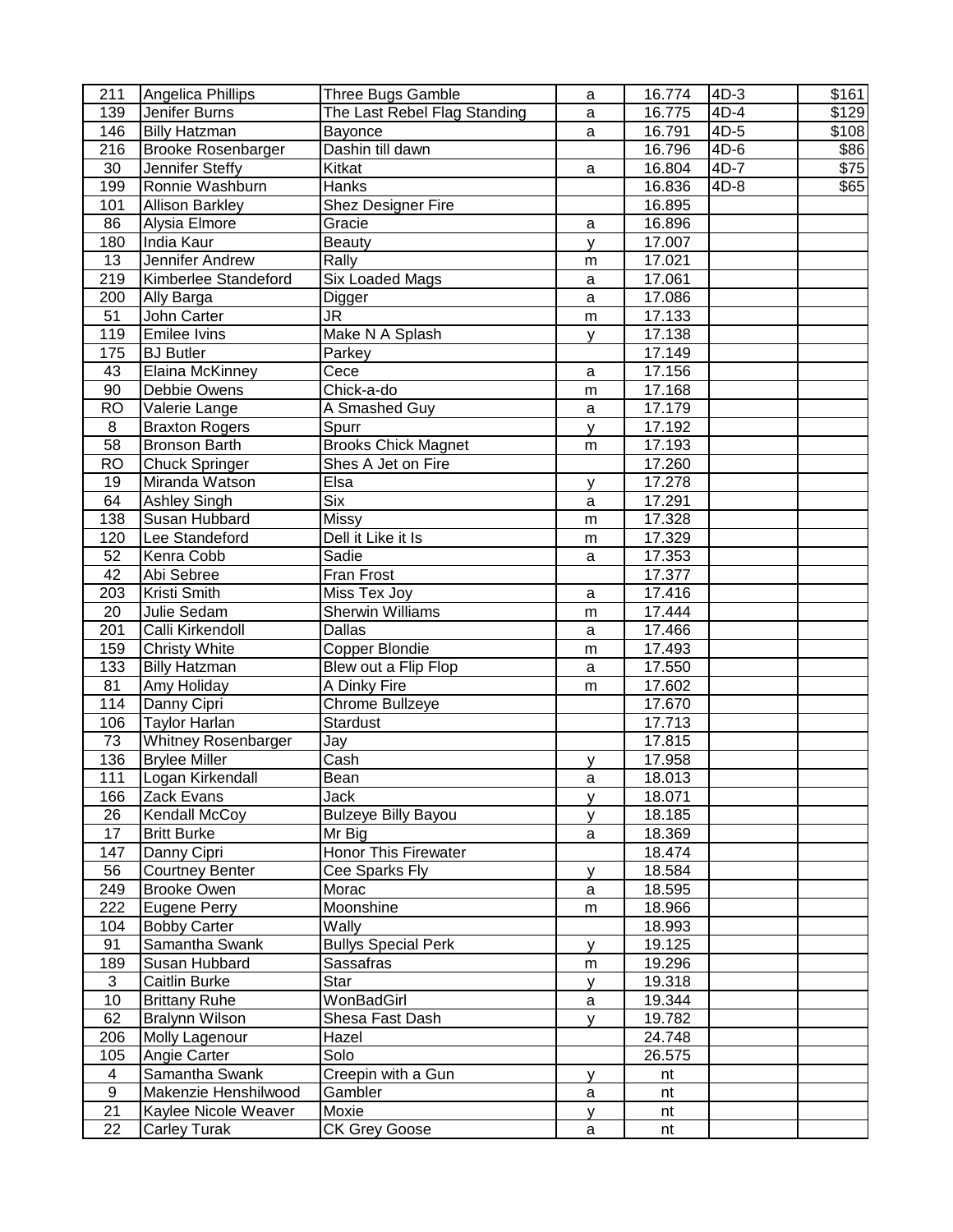| 211 | Angelica Phillips | Three Bugs Gamble | a | 16.774 | 4D-3 | $161 |
|---|---|---|---|---|---|---|
| 139 | Jenifer Burns | The Last Rebel Flag Standing | a | 16.775 | 4D-4 | $129 |
| 146 | Billy Hatzman | Bayonce | a | 16.791 | 4D-5 | $108 |
| 216 | Brooke Rosenbarger | Dashin till dawn | | 16.796 | 4D-6 | $86 |
| 30 | Jennifer Steffy | Kitkat | a | 16.804 | 4D-7 | $75 |
| 199 | Ronnie Washburn | Hanks | | 16.836 | 4D-8 | $65 |
| 101 | Allison Barkley | Shez Designer Fire | | 16.895 | | |
| 86 | Alysia Elmore | Gracie | a | 16.896 | | |
| 180 | India Kaur | Beauty | y | 17.007 | | |
| 13 | Jennifer Andrew | Rally | m | 17.021 | | |
| 219 | Kimberlee Standeford | Six Loaded Mags | a | 17.061 | | |
| 200 | Ally Barga | Digger | a | 17.086 | | |
| 51 | John Carter | JR | m | 17.133 | | |
| 119 | Emilee Ivins | Make N A Splash | y | 17.138 | | |
| 175 | BJ Butler | Parkey | | 17.149 | | |
| 43 | Elaina McKinney | Cece | a | 17.156 | | |
| 90 | Debbie Owens | Chick-a-do | m | 17.168 | | |
| RO | Valerie Lange | A Smashed Guy | a | 17.179 | | |
| 8 | Braxton Rogers | Spurr | y | 17.192 | | |
| 58 | Bronson Barth | Brooks Chick Magnet | m | 17.193 | | |
| RO | Chuck Springer | Shes A Jet on Fire | | 17.260 | | |
| 19 | Miranda Watson | Elsa | y | 17.278 | | |
| 64 | Ashley Singh | Six | a | 17.291 | | |
| 138 | Susan Hubbard | Missy | m | 17.328 | | |
| 120 | Lee Standeford | Dell it Like it Is | m | 17.329 | | |
| 52 | Kenra Cobb | Sadie | a | 17.353 | | |
| 42 | Abi Sebree | Fran Frost | | 17.377 | | |
| 203 | Kristi Smith | Miss Tex Joy | a | 17.416 | | |
| 20 | Julie Sedam | Sherwin Williams | m | 17.444 | | |
| 201 | Calli Kirkendoll | Dallas | a | 17.466 | | |
| 159 | Christy White | Copper Blondie | m | 17.493 | | |
| 133 | Billy Hatzman | Blew out a Flip Flop | a | 17.550 | | |
| 81 | Amy Holiday | A Dinky Fire | m | 17.602 | | |
| 114 | Danny Cipri | Chrome Bullzeye | | 17.670 | | |
| 106 | Taylor Harlan | Stardust | | 17.713 | | |
| 73 | Whitney Rosenbarger | Jay | | 17.815 | | |
| 136 | Brylee Miller | Cash | y | 17.958 | | |
| 111 | Logan Kirkendall | Bean | a | 18.013 | | |
| 166 | Zack Evans | Jack | y | 18.071 | | |
| 26 | Kendall McCoy | Bulzeye Billy Bayou | y | 18.185 | | |
| 17 | Britt Burke | Mr Big | a | 18.369 | | |
| 147 | Danny Cipri | Honor This Firewater | | 18.474 | | |
| 56 | Courtney Benter | Cee Sparks Fly | y | 18.584 | | |
| 249 | Brooke Owen | Morac | a | 18.595 | | |
| 222 | Eugene Perry | Moonshine | m | 18.966 | | |
| 104 | Bobby Carter | Wally | | 18.993 | | |
| 91 | Samantha Swank | Bullys Special Perk | y | 19.125 | | |
| 189 | Susan Hubbard | Sassafras | m | 19.296 | | |
| 3 | Caitlin Burke | Star | y | 19.318 | | |
| 10 | Brittany Ruhe | WonBadGirl | a | 19.344 | | |
| 62 | Bralynn Wilson | Shesa Fast Dash | y | 19.782 | | |
| 206 | Molly Lagenour | Hazel | | 24.748 | | |
| 105 | Angie Carter | Solo | | 26.575 | | |
| 4 | Samantha Swank | Creepin with a Gun | y | nt | | |
| 9 | Makenzie Henshilwood | Gambler | a | nt | | |
| 21 | Kaylee Nicole Weaver | Moxie | y | nt | | |
| 22 | Carley Turak | CK Grey Goose | a | nt | | |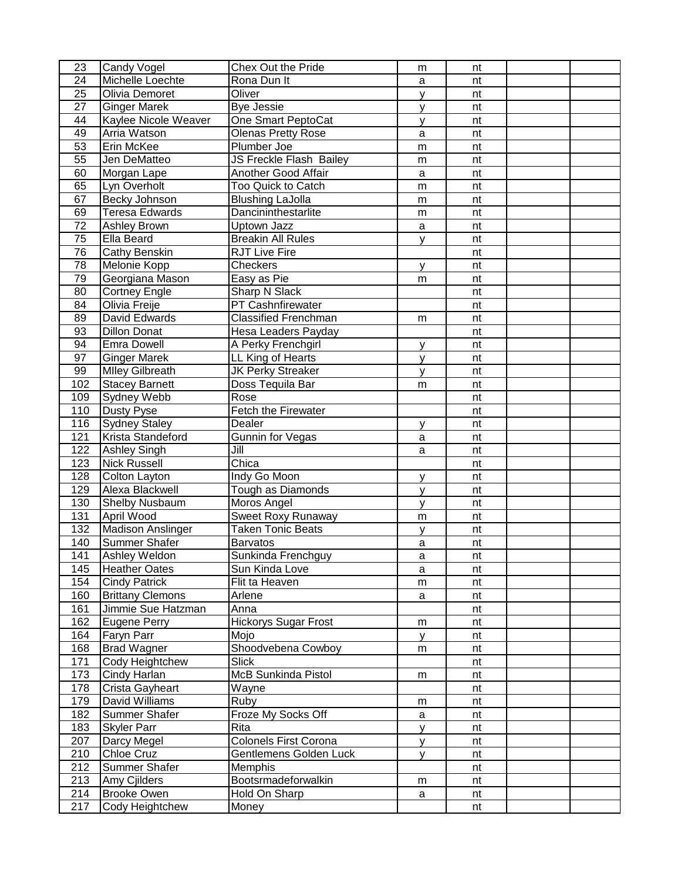| 23 | Candy Vogel | Chex Out the Pride | m | nt | | |
|---|---|---|---|---|---|---|
| 24 | Michelle Loechte | Rona Dun It | a | nt | | |
| 25 | Olivia Demoret | Oliver | y | nt | | |
| 27 | Ginger Marek | Bye Jessie | y | nt | | |
| 44 | Kaylee Nicole Weaver | One Smart PeptoCat | y | nt | | |
| 49 | Arria Watson | Olenas Pretty Rose | a | nt | | |
| 53 | Erin McKee | Plumber Joe | m | nt | | |
| 55 | Jen DeMatteo | JS Freckle Flash Bailey | m | nt | | |
| 60 | Morgan Lape | Another Good Affair | a | nt | | |
| 65 | Lyn Overholt | Too Quick to Catch | m | nt | | |
| 67 | Becky Johnson | Blushing LaJolla | m | nt | | |
| 69 | Teresa Edwards | Dancininthestarlite | m | nt | | |
| 72 | Ashley Brown | Uptown Jazz | a | nt | | |
| 75 | Ella Beard | Breakin All Rules | y | nt | | |
| 76 | Cathy Benskin | RJT Live Fire | | nt | | |
| 78 | Melonie Kopp | Checkers | y | nt | | |
| 79 | Georgiana Mason | Easy as Pie | m | nt | | |
| 80 | Cortney Engle | Sharp N Slack | | nt | | |
| 84 | Olivia Freije | PT Cashnfirewater | | nt | | |
| 89 | David Edwards | Classified Frenchman | m | nt | | |
| 93 | Dillon Donat | Hesa Leaders Payday | | nt | | |
| 94 | Emra Dowell | A Perky Frenchgirl | y | nt | | |
| 97 | Ginger Marek | LL King of Hearts | y | nt | | |
| 99 | MIley Gilbreath | JK Perky Streaker | y | nt | | |
| 102 | Stacey Barnett | Doss Tequila Bar | m | nt | | |
| 109 | Sydney Webb | Rose | | nt | | |
| 110 | Dusty Pyse | Fetch the Firewater | | nt | | |
| 116 | Sydney Staley | Dealer | y | nt | | |
| 121 | Krista Standeford | Gunnin for Vegas | a | nt | | |
| 122 | Ashley Singh | Jill | a | nt | | |
| 123 | Nick Russell | Chica | | nt | | |
| 128 | Colton Layton | Indy Go Moon | y | nt | | |
| 129 | Alexa Blackwell | Tough as Diamonds | y | nt | | |
| 130 | Shelby Nusbaum | Moros Angel | y | nt | | |
| 131 | April Wood | Sweet Roxy Runaway | m | nt | | |
| 132 | Madison Anslinger | Taken Tonic Beats | y | nt | | |
| 140 | Summer Shafer | Barvatos | a | nt | | |
| 141 | Ashley Weldon | Sunkinda Frenchguy | a | nt | | |
| 145 | Heather Oates | Sun Kinda Love | a | nt | | |
| 154 | Cindy Patrick | Flit ta Heaven | m | nt | | |
| 160 | Brittany Clemons | Arlene | a | nt | | |
| 161 | Jimmie Sue Hatzman | Anna | | nt | | |
| 162 | Eugene Perry | Hickorys Sugar Frost | m | nt | | |
| 164 | Faryn Parr | Mojo | y | nt | | |
| 168 | Brad Wagner | Shoodvebena Cowboy | m | nt | | |
| 171 | Cody Heightchew | Slick | | nt | | |
| 173 | Cindy Harlan | McB Sunkinda Pistol | m | nt | | |
| 178 | Crista Gayheart | Wayne | | nt | | |
| 179 | David Williams | Ruby | m | nt | | |
| 182 | Summer Shafer | Froze My Socks Off | a | nt | | |
| 183 | Skyler Parr | Rita | y | nt | | |
| 207 | Darcy Megel | Colonels First Corona | y | nt | | |
| 210 | Chloe Cruz | Gentlemens Golden Luck | y | nt | | |
| 212 | Summer Shafer | Memphis | | nt | | |
| 213 | Amy Cjilders | Bootsrmadeforwalkin | m | nt | | |
| 214 | Brooke Owen | Hold On Sharp | a | nt | | |
| 217 | Cody Heightchew | Money | | nt | | |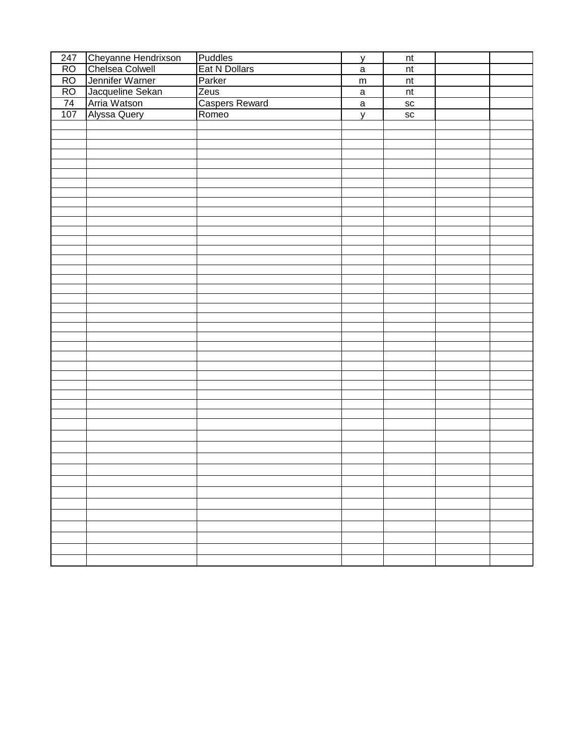| | | | | | | |
|---|---|---|---|---|---|---|
| 247 | Cheyanne Hendrixson | Puddles | y | nt | | |
| RO | Chelsea Colwell | Eat N Dollars | a | nt | | |
| RO | Jennifer Warner | Parker | m | nt | | |
| RO | Jacqueline Sekan | Zeus | a | nt | | |
| 74 | Arria Watson | Caspers Reward | a | sc | | |
| 107 | Alyssa Query | Romeo | y | sc | | |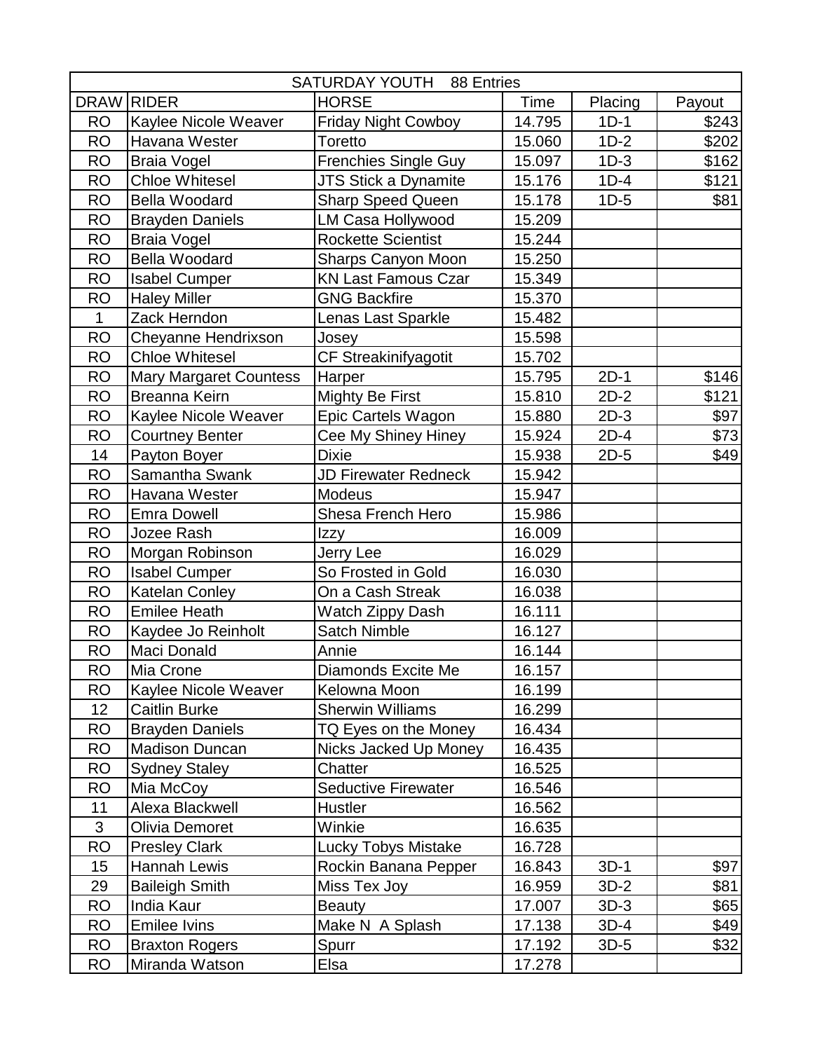| SATURDAY YOUTH 88 Entries | | | | | |
|---|---|---|---|---|---|
| DRAW | RIDER | HORSE | Time | Placing | Payout |
| RO | Kaylee Nicole Weaver | Friday Night Cowboy | 14.795 | 1D-1 | $243 |
| RO | Havana Wester | Toretto | 15.060 | 1D-2 | $202 |
| RO | Braia Vogel | Frenchies Single Guy | 15.097 | 1D-3 | $162 |
| RO | Chloe Whitesel | JTS Stick a Dynamite | 15.176 | 1D-4 | $121 |
| RO | Bella Woodard | Sharp Speed Queen | 15.178 | 1D-5 | $81 |
| RO | Brayden Daniels | LM Casa Hollywood | 15.209 | | |
| RO | Braia Vogel | Rockette Scientist | 15.244 | | |
| RO | Bella Woodard | Sharps Canyon Moon | 15.250 | | |
| RO | Isabel Cumper | KN Last Famous Czar | 15.349 | | |
| RO | Haley Miller | GNG Backfire | 15.370 | | |
| 1 | Zack Herndon | Lenas Last Sparkle | 15.482 | | |
| RO | Cheyanne Hendrixson | Josey | 15.598 | | |
| RO | Chloe Whitesel | CF Streakinifyagotit | 15.702 | | |
| RO | Mary Margaret Countess | Harper | 15.795 | 2D-1 | $146 |
| RO | Breanna Keirn | Mighty Be First | 15.810 | 2D-2 | $121 |
| RO | Kaylee Nicole Weaver | Epic Cartels Wagon | 15.880 | 2D-3 | $97 |
| RO | Courtney Benter | Cee My Shiney Hiney | 15.924 | 2D-4 | $73 |
| 14 | Payton Boyer | Dixie | 15.938 | 2D-5 | $49 |
| RO | Samantha Swank | JD Firewater Redneck | 15.942 | | |
| RO | Havana Wester | Modeus | 15.947 | | |
| RO | Emra Dowell | Shesa French Hero | 15.986 | | |
| RO | Jozee Rash | Izzy | 16.009 | | |
| RO | Morgan Robinson | Jerry Lee | 16.029 | | |
| RO | Isabel Cumper | So Frosted in Gold | 16.030 | | |
| RO | Katelan Conley | On a Cash Streak | 16.038 | | |
| RO | Emilee Heath | Watch Zippy Dash | 16.111 | | |
| RO | Kaydee Jo Reinholt | Satch Nimble | 16.127 | | |
| RO | Maci Donald | Annie | 16.144 | | |
| RO | Mia Crone | Diamonds Excite Me | 16.157 | | |
| RO | Kaylee Nicole Weaver | Kelowna Moon | 16.199 | | |
| 12 | Caitlin Burke | Sherwin Williams | 16.299 | | |
| RO | Brayden Daniels | TQ Eyes on the Money | 16.434 | | |
| RO | Madison Duncan | Nicks Jacked Up Money | 16.435 | | |
| RO | Sydney Staley | Chatter | 16.525 | | |
| RO | Mia McCoy | Seductive Firewater | 16.546 | | |
| 11 | Alexa Blackwell | Hustler | 16.562 | | |
| 3 | Olivia Demoret | Winkie | 16.635 | | |
| RO | Presley Clark | Lucky Tobys Mistake | 16.728 | | |
| 15 | Hannah Lewis | Rockin Banana Pepper | 16.843 | 3D-1 | $97 |
| 29 | Baileigh Smith | Miss Tex Joy | 16.959 | 3D-2 | $81 |
| RO | India Kaur | Beauty | 17.007 | 3D-3 | $65 |
| RO | Emilee Ivins | Make N A Splash | 17.138 | 3D-4 | $49 |
| RO | Braxton Rogers | Spurr | 17.192 | 3D-5 | $32 |
| RO | Miranda Watson | Elsa | 17.278 | | |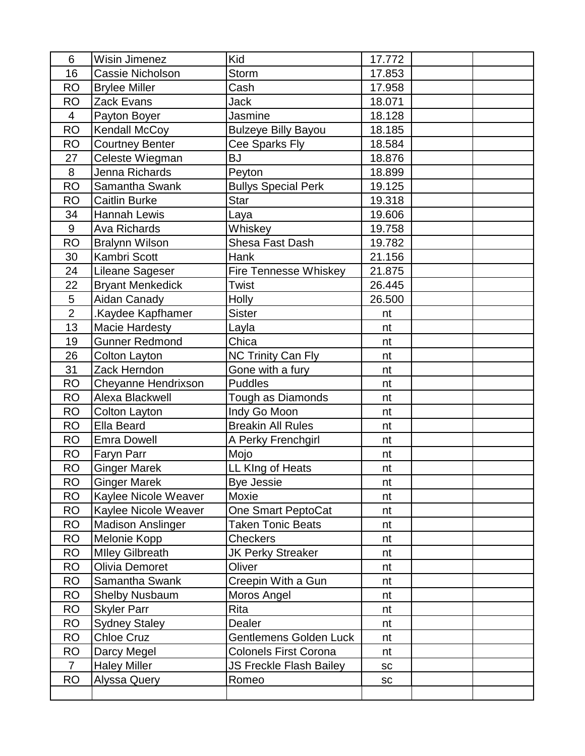| | | | | | |
|---|---|---|---|---|---|
| 6 | Wisin Jimenez | Kid | 17.772 | | |
| 16 | Cassie Nicholson | Storm | 17.853 | | |
| RO | Brylee Miller | Cash | 17.958 | | |
| RO | Zack Evans | Jack | 18.071 | | |
| 4 | Payton Boyer | Jasmine | 18.128 | | |
| RO | Kendall McCoy | Bulzeye Billy Bayou | 18.185 | | |
| RO | Courtney Benter | Cee Sparks Fly | 18.584 | | |
| 27 | Celeste Wiegman | BJ | 18.876 | | |
| 8 | Jenna Richards | Peyton | 18.899 | | |
| RO | Samantha Swank | Bullys Special Perk | 19.125 | | |
| RO | Caitlin Burke | Star | 19.318 | | |
| 34 | Hannah Lewis | Laya | 19.606 | | |
| 9 | Ava Richards | Whiskey | 19.758 | | |
| RO | Bralynn Wilson | Shesa Fast Dash | 19.782 | | |
| 30 | Kambri Scott | Hank | 21.156 | | |
| 24 | Lileane Sageser | Fire Tennesse Whiskey | 21.875 | | |
| 22 | Bryant Menkedick | Twist | 26.445 | | |
| 5 | Aidan Canady | Holly | 26.500 | | |
| 2 | .Kaydee Kapfhamer | Sister | nt | | |
| 13 | Macie Hardesty | Layla | nt | | |
| 19 | Gunner Redmond | Chica | nt | | |
| 26 | Colton Layton | NC Trinity Can Fly | nt | | |
| 31 | Zack Herndon | Gone with a fury | nt | | |
| RO | Cheyanne Hendrixson | Puddles | nt | | |
| RO | Alexa Blackwell | Tough as Diamonds | nt | | |
| RO | Colton Layton | Indy Go Moon | nt | | |
| RO | Ella Beard | Breakin All Rules | nt | | |
| RO | Emra Dowell | A Perky Frenchgirl | nt | | |
| RO | Faryn Parr | Mojo | nt | | |
| RO | Ginger Marek | LL KIng of Heats | nt | | |
| RO | Ginger Marek | Bye Jessie | nt | | |
| RO | Kaylee Nicole Weaver | Moxie | nt | | |
| RO | Kaylee Nicole Weaver | One Smart PeptoCat | nt | | |
| RO | Madison Anslinger | Taken Tonic Beats | nt | | |
| RO | Melonie Kopp | Checkers | nt | | |
| RO | MIley Gilbreath | JK Perky Streaker | nt | | |
| RO | Olivia Demoret | Oliver | nt | | |
| RO | Samantha Swank | Creepin With a Gun | nt | | |
| RO | Shelby Nusbaum | Moros Angel | nt | | |
| RO | Skyler Parr | Rita | nt | | |
| RO | Sydney Staley | Dealer | nt | | |
| RO | Chloe Cruz | Gentlemens Golden Luck | nt | | |
| RO | Darcy Megel | Colonels First Corona | nt | | |
| 7 | Haley Miller | JS Freckle Flash Bailey | sc | | |
| RO | Alyssa Query | Romeo | sc | | |
| | | | | | |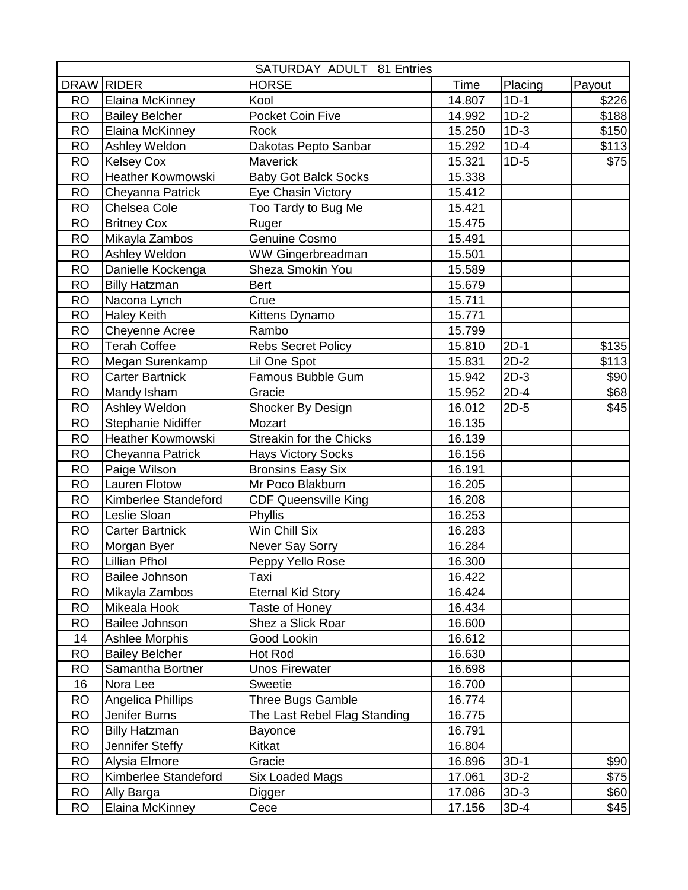| SATURDAY ADULT 81 Entries | | | | | |
|---|---|---|---|---|---|
| DRAW | RIDER | HORSE | Time | Placing | Payout |
| RO | Elaina McKinney | Kool | 14.807 | 1D-1 | $226 |
| RO | Bailey Belcher | Pocket Coin Five | 14.992 | 1D-2 | $188 |
| RO | Elaina McKinney | Rock | 15.250 | 1D-3 | $150 |
| RO | Ashley Weldon | Dakotas Pepto Sanbar | 15.292 | 1D-4 | $113 |
| RO | Kelsey Cox | Maverick | 15.321 | 1D-5 | $75 |
| RO | Heather Kowmowski | Baby Got Balck Socks | 15.338 | | |
| RO | Cheyanna Patrick | Eye Chasin Victory | 15.412 | | |
| RO | Chelsea Cole | Too Tardy to Bug Me | 15.421 | | |
| RO | Britney Cox | Ruger | 15.475 | | |
| RO | Mikayla Zambos | Genuine Cosmo | 15.491 | | |
| RO | Ashley Weldon | WW Gingerbreadman | 15.501 | | |
| RO | Danielle Kockenga | Sheza Smokin You | 15.589 | | |
| RO | Billy Hatzman | Bert | 15.679 | | |
| RO | Nacona Lynch | Crue | 15.711 | | |
| RO | Haley Keith | Kittens Dynamo | 15.771 | | |
| RO | Cheyenne Acree | Rambo | 15.799 | | |
| RO | Terah Coffee | Rebs Secret Policy | 15.810 | 2D-1 | $135 |
| RO | Megan Surenkamp | Lil One Spot | 15.831 | 2D-2 | $113 |
| RO | Carter Bartnick | Famous Bubble Gum | 15.942 | 2D-3 | $90 |
| RO | Mandy Isham | Gracie | 15.952 | 2D-4 | $68 |
| RO | Ashley Weldon | Shocker By Design | 16.012 | 2D-5 | $45 |
| RO | Stephanie Nidiffer | Mozart | 16.135 | | |
| RO | Heather Kowmowski | Streakin for the Chicks | 16.139 | | |
| RO | Cheyanna Patrick | Hays Victory Socks | 16.156 | | |
| RO | Paige Wilson | Bronsins Easy Six | 16.191 | | |
| RO | Lauren Flotow | Mr Poco Blakburn | 16.205 | | |
| RO | Kimberlee Standeford | CDF Queensville King | 16.208 | | |
| RO | Leslie Sloan | Phyllis | 16.253 | | |
| RO | Carter Bartnick | Win Chill Six | 16.283 | | |
| RO | Morgan Byer | Never Say Sorry | 16.284 | | |
| RO | Lillian Pfhol | Peppy Yello Rose | 16.300 | | |
| RO | Bailee Johnson | Taxi | 16.422 | | |
| RO | Mikayla Zambos | Eternal Kid Story | 16.424 | | |
| RO | Mikeala Hook | Taste of Honey | 16.434 | | |
| RO | Bailee Johnson | Shez a Slick Roar | 16.600 | | |
| 14 | Ashlee Morphis | Good Lookin | 16.612 | | |
| RO | Bailey Belcher | Hot Rod | 16.630 | | |
| RO | Samantha Bortner | Unos Firewater | 16.698 | | |
| 16 | Nora Lee | Sweetie | 16.700 | | |
| RO | Angelica Phillips | Three Bugs Gamble | 16.774 | | |
| RO | Jenifer Burns | The Last Rebel Flag Standing | 16.775 | | |
| RO | Billy Hatzman | Bayonce | 16.791 | | |
| RO | Jennifer Steffy | Kitkat | 16.804 | | |
| RO | Alysia Elmore | Gracie | 16.896 | 3D-1 | $90 |
| RO | Kimberlee Standeford | Six Loaded Mags | 17.061 | 3D-2 | $75 |
| RO | Ally Barga | Digger | 17.086 | 3D-3 | $60 |
| RO | Elaina McKinney | Cece | 17.156 | 3D-4 | $45 |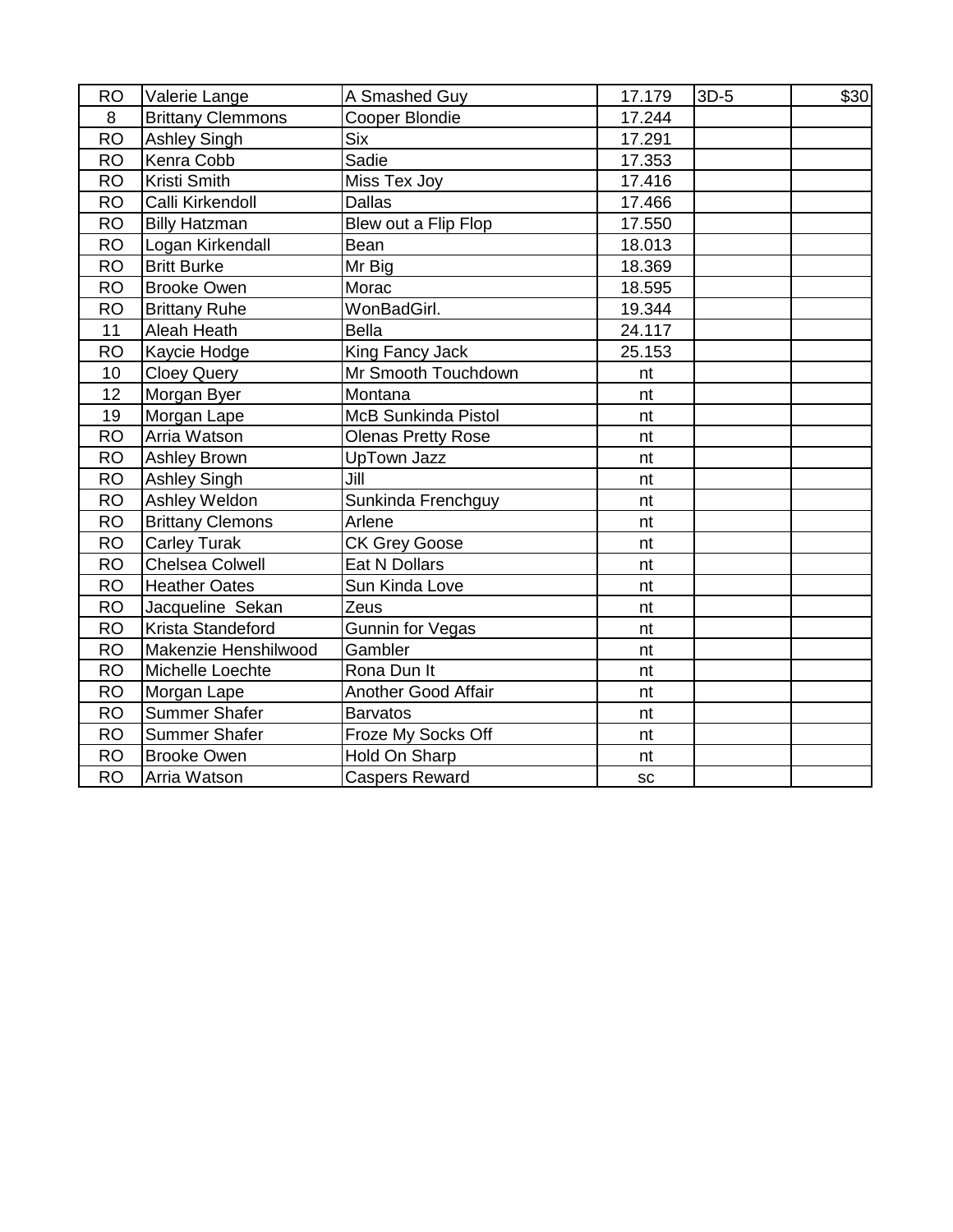| RO | Valerie Lange | A Smashed Guy | 17.179 | 3D-5 | $30 |
|---|---|---|---|---|---|
| 8 | Brittany Clemmons | Cooper Blondie | 17.244 | | |
| RO | Ashley Singh | Six | 17.291 | | |
| RO | Kenra Cobb | Sadie | 17.353 | | |
| RO | Kristi Smith | Miss Tex Joy | 17.416 | | |
| RO | Calli Kirkendoll | Dallas | 17.466 | | |
| RO | Billy Hatzman | Blew out a Flip Flop | 17.550 | | |
| RO | Logan Kirkendall | Bean | 18.013 | | |
| RO | Britt Burke | Mr Big | 18.369 | | |
| RO | Brooke Owen | Morac | 18.595 | | |
| RO | Brittany Ruhe | WonBadGirl. | 19.344 | | |
| 11 | Aleah Heath | Bella | 24.117 | | |
| RO | Kaycie Hodge | King Fancy Jack | 25.153 | | |
| 10 | Cloey Query | Mr Smooth Touchdown | nt | | |
| 12 | Morgan Byer | Montana | nt | | |
| 19 | Morgan Lape | McB Sunkinda Pistol | nt | | |
| RO | Arria Watson | Olenas Pretty Rose | nt | | |
| RO | Ashley Brown | UpTown Jazz | nt | | |
| RO | Ashley Singh | Jill | nt | | |
| RO | Ashley Weldon | Sunkinda Frenchguy | nt | | |
| RO | Brittany Clemons | Arlene | nt | | |
| RO | Carley Turak | CK Grey Goose | nt | | |
| RO | Chelsea Colwell | Eat N Dollars | nt | | |
| RO | Heather Oates | Sun Kinda Love | nt | | |
| RO | Jacqueline Sekan | Zeus | nt | | |
| RO | Krista Standeford | Gunnin for Vegas | nt | | |
| RO | Makenzie Henshilwood | Gambler | nt | | |
| RO | Michelle Loechte | Rona Dun It | nt | | |
| RO | Morgan Lape | Another Good Affair | nt | | |
| RO | Summer Shafer | Barvatos | nt | | |
| RO | Summer Shafer | Froze My Socks Off | nt | | |
| RO | Brooke Owen | Hold On Sharp | nt | | |
| RO | Arria Watson | Caspers Reward | sc | | |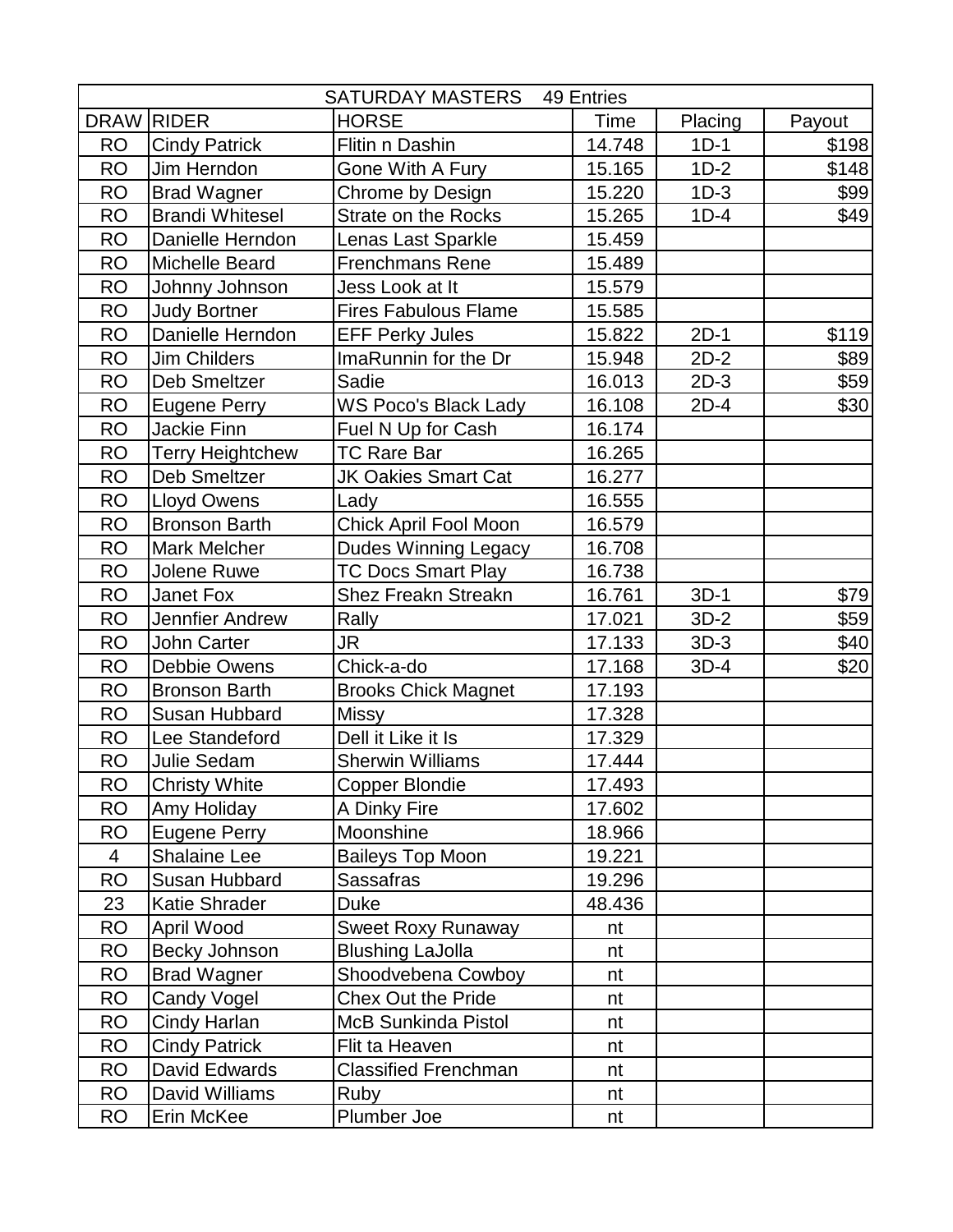| SATURDAY MASTERS 49 Entries | | | | | |
|---|---|---|---|---|---|
| DRAW | RIDER | HORSE | Time | Placing | Payout |
| RO | Cindy Patrick | Flitin n Dashin | 14.748 | 1D-1 | $198 |
| RO | Jim Herndon | Gone With A Fury | 15.165 | 1D-2 | $148 |
| RO | Brad Wagner | Chrome by Design | 15.220 | 1D-3 | $99 |
| RO | Brandi Whitesel | Strate on the Rocks | 15.265 | 1D-4 | $49 |
| RO | Danielle Herndon | Lenas Last Sparkle | 15.459 | | |
| RO | Michelle Beard | Frenchmans Rene | 15.489 | | |
| RO | Johnny Johnson | Jess Look at It | 15.579 | | |
| RO | Judy Bortner | Fires Fabulous Flame | 15.585 | | |
| RO | Danielle Herndon | EFF Perky Jules | 15.822 | 2D-1 | $119 |
| RO | Jim Childers | ImaRunnin for the Dr | 15.948 | 2D-2 | $89 |
| RO | Deb Smeltzer | Sadie | 16.013 | 2D-3 | $59 |
| RO | Eugene Perry | WS Poco's Black Lady | 16.108 | 2D-4 | $30 |
| RO | Jackie Finn | Fuel N Up for Cash | 16.174 | | |
| RO | Terry Heightchew | TC Rare Bar | 16.265 | | |
| RO | Deb Smeltzer | JK Oakies Smart Cat | 16.277 | | |
| RO | Lloyd Owens | Lady | 16.555 | | |
| RO | Bronson Barth | Chick April Fool Moon | 16.579 | | |
| RO | Mark Melcher | Dudes Winning Legacy | 16.708 | | |
| RO | Jolene Ruwe | TC Docs Smart Play | 16.738 | | |
| RO | Janet Fox | Shez Freakn Streakn | 16.761 | 3D-1 | $79 |
| RO | Jennfier Andrew | Rally | 17.021 | 3D-2 | $59 |
| RO | John Carter | JR | 17.133 | 3D-3 | $40 |
| RO | Debbie Owens | Chick-a-do | 17.168 | 3D-4 | $20 |
| RO | Bronson Barth | Brooks Chick Magnet | 17.193 | | |
| RO | Susan Hubbard | Missy | 17.328 | | |
| RO | Lee Standeford | Dell it Like it Is | 17.329 | | |
| RO | Julie Sedam | Sherwin Williams | 17.444 | | |
| RO | Christy White | Copper Blondie | 17.493 | | |
| RO | Amy Holiday | A Dinky Fire | 17.602 | | |
| RO | Eugene Perry | Moonshine | 18.966 | | |
| 4 | Shalaine Lee | Baileys Top Moon | 19.221 | | |
| RO | Susan Hubbard | Sassafras | 19.296 | | |
| 23 | Katie Shrader | Duke | 48.436 | | |
| RO | April Wood | Sweet Roxy Runaway | nt | | |
| RO | Becky Johnson | Blushing LaJolla | nt | | |
| RO | Brad Wagner | Shoodvebena Cowboy | nt | | |
| RO | Candy Vogel | Chex Out the Pride | nt | | |
| RO | Cindy Harlan | McB Sunkinda Pistol | nt | | |
| RO | Cindy Patrick | Flit ta Heaven | nt | | |
| RO | David Edwards | Classified Frenchman | nt | | |
| RO | David Williams | Ruby | nt | | |
| RO | Erin McKee | Plumber Joe | nt | | |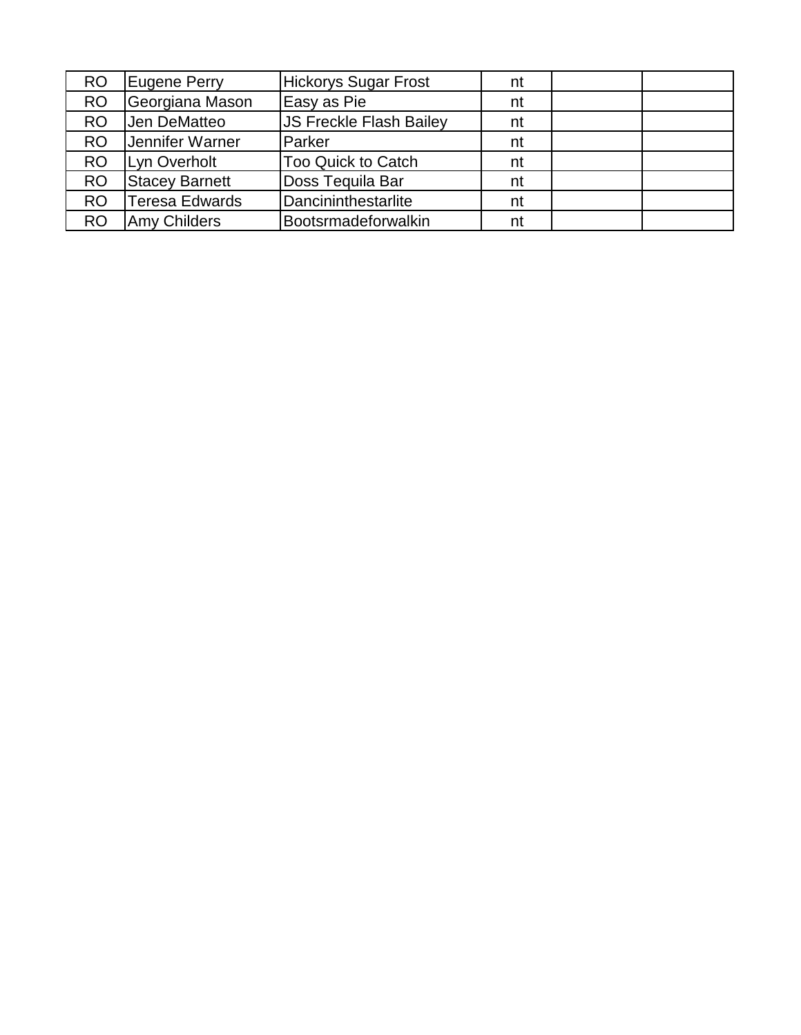| | | | | | |
|---|---|---|---|---|---|
| RO | Eugene Perry | Hickorys Sugar Frost | nt | | |
| RO | Georgiana Mason | Easy as Pie | nt | | |
| RO | Jen DeMatteo | JS Freckle Flash Bailey | nt | | |
| RO | Jennifer Warner | Parker | nt | | |
| RO | Lyn Overholt | Too Quick to Catch | nt | | |
| RO | Stacey Barnett | Doss Tequila Bar | nt | | |
| RO | Teresa Edwards | Dancininthestarlite | nt | | |
| RO | Amy Childers | Bootsrmadeforwalkin | nt | | |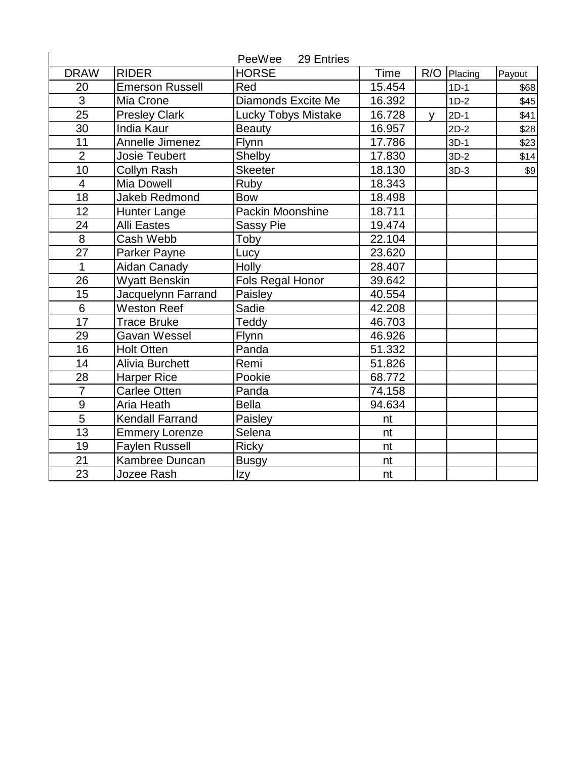PeeWee 29 Entries

| DRAW | RIDER | HORSE | Time | R/O | Placing | Payout |
|---|---|---|---|---|---|---|
| 20 | Emerson Russell | Red | 15.454 | | 1D-1 | $68 |
| 3 | Mia Crone | Diamonds Excite Me | 16.392 | | 1D-2 | $45 |
| 25 | Presley Clark | Lucky Tobys Mistake | 16.728 | y | 2D-1 | $41 |
| 30 | India Kaur | Beauty | 16.957 | | 2D-2 | $28 |
| 11 | Annelle Jimenez | Flynn | 17.786 | | 3D-1 | $23 |
| 2 | Josie Teubert | Shelby | 17.830 | | 3D-2 | $14 |
| 10 | Collyn Rash | Skeeter | 18.130 | | 3D-3 | $9 |
| 4 | Mia Dowell | Ruby | 18.343 | | | |
| 18 | Jakeb Redmond | Bow | 18.498 | | | |
| 12 | Hunter Lange | Packin Moonshine | 18.711 | | | |
| 24 | Alli Eastes | Sassy Pie | 19.474 | | | |
| 8 | Cash Webb | Toby | 22.104 | | | |
| 27 | Parker Payne | Lucy | 23.620 | | | |
| 1 | Aidan Canady | Holly | 28.407 | | | |
| 26 | Wyatt Benskin | Fols Regal Honor | 39.642 | | | |
| 15 | Jacquelynn Farrand | Paisley | 40.554 | | | |
| 6 | Weston Reef | Sadie | 42.208 | | | |
| 17 | Trace Bruke | Teddy | 46.703 | | | |
| 29 | Gavan Wessel | Flynn | 46.926 | | | |
| 16 | Holt Otten | Panda | 51.332 | | | |
| 14 | Alivia Burchett | Remi | 51.826 | | | |
| 28 | Harper Rice | Pookie | 68.772 | | | |
| 7 | Carlee Otten | Panda | 74.158 | | | |
| 9 | Aria Heath | Bella | 94.634 | | | |
| 5 | Kendall Farrand | Paisley | nt | | | |
| 13 | Emmery Lorenze | Selena | nt | | | |
| 19 | Faylen Russell | Ricky | nt | | | |
| 21 | Kambree Duncan | Busgy | nt | | | |
| 23 | Jozee Rash | Izy | nt | | | |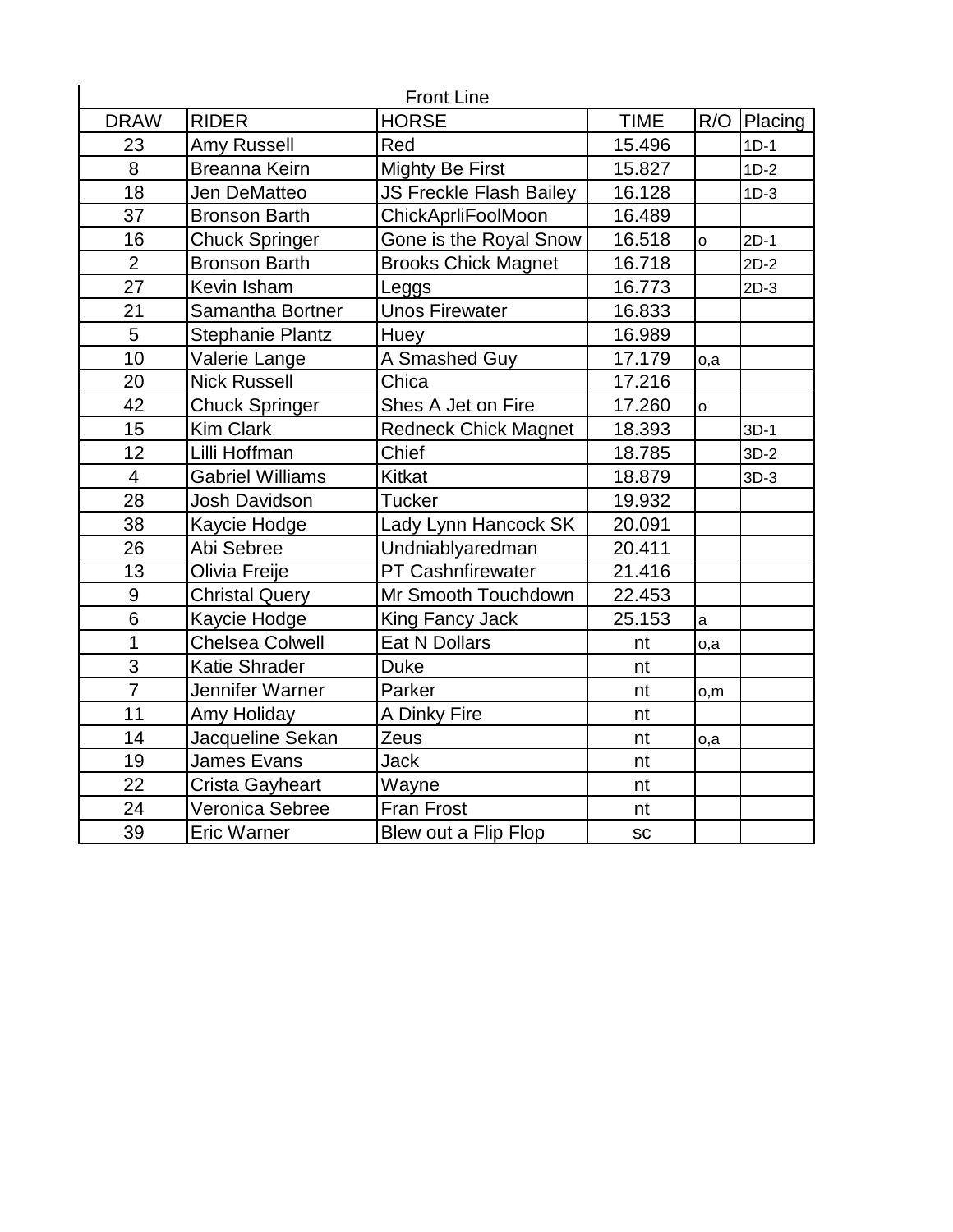Front Line

| DRAW | RIDER | HORSE | TIME | R/O | Placing |
|---|---|---|---|---|---|
| 23 | Amy Russell | Red | 15.496 | | 1D-1 |
| 8 | Breanna Keirn | Mighty Be First | 15.827 | | 1D-2 |
| 18 | Jen DeMatteo | JS Freckle Flash Bailey | 16.128 | | 1D-3 |
| 37 | Bronson Barth | ChickAprliFoolMoon | 16.489 | | |
| 16 | Chuck Springer | Gone is the Royal Snow | 16.518 | o | 2D-1 |
| 2 | Bronson Barth | Brooks Chick Magnet | 16.718 | | 2D-2 |
| 27 | Kevin Isham | Leggs | 16.773 | | 2D-3 |
| 21 | Samantha Bortner | Unos Firewater | 16.833 | | |
| 5 | Stephanie Plantz | Huey | 16.989 | | |
| 10 | Valerie Lange | A Smashed Guy | 17.179 | o,a | |
| 20 | Nick Russell | Chica | 17.216 | | |
| 42 | Chuck Springer | Shes A Jet on Fire | 17.260 | o | |
| 15 | Kim Clark | Redneck Chick Magnet | 18.393 | | 3D-1 |
| 12 | Lilli Hoffman | Chief | 18.785 | | 3D-2 |
| 4 | Gabriel Williams | Kitkat | 18.879 | | 3D-3 |
| 28 | Josh Davidson | Tucker | 19.932 | | |
| 38 | Kaycie Hodge | Lady Lynn Hancock SK | 20.091 | | |
| 26 | Abi Sebree | Undniablyaredman | 20.411 | | |
| 13 | Olivia Freije | PT Cashnfirewater | 21.416 | | |
| 9 | Christal Query | Mr Smooth Touchdown | 22.453 | | |
| 6 | Kaycie Hodge | King Fancy Jack | 25.153 | a | |
| 1 | Chelsea Colwell | Eat N Dollars | nt | o,a | |
| 3 | Katie Shrader | Duke | nt | | |
| 7 | Jennifer Warner | Parker | nt | o,m | |
| 11 | Amy Holiday | A Dinky Fire | nt | | |
| 14 | Jacqueline Sekan | Zeus | nt | o,a | |
| 19 | James Evans | Jack | nt | | |
| 22 | Crista Gayheart | Wayne | nt | | |
| 24 | Veronica Sebree | Fran Frost | nt | | |
| 39 | Eric Warner | Blew out a Flip Flop | sc | | |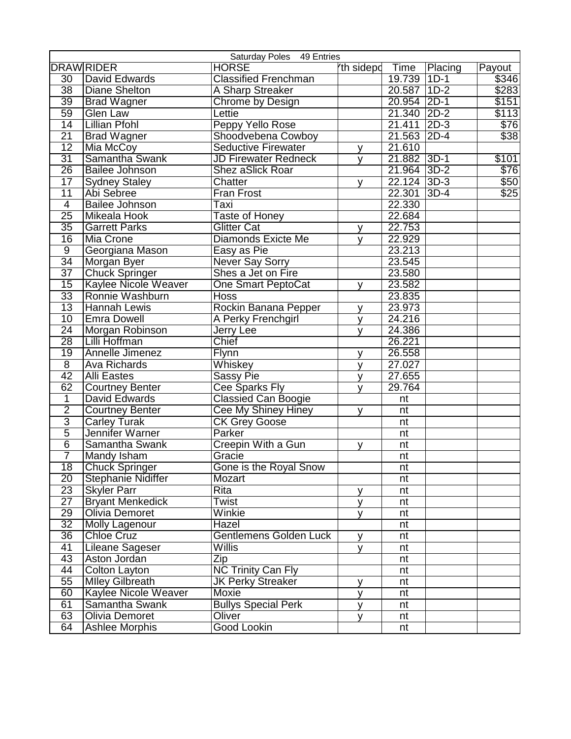| Saturday Poles 49 Entries | | | | | | |
|---|---|---|---|---|---|---|
| DRAW | RIDER | HORSE | Yth sidepo | Time | Placing | Payout |
| 30 | David Edwards | Classified Frenchman | | 19.739 | 1D-1 | $346 |
| 38 | Diane Shelton | A Sharp Streaker | | 20.587 | 1D-2 | $283 |
| 39 | Brad Wagner | Chrome by Design | | 20.954 | 2D-1 | $151 |
| 59 | Glen Law | Lettie | | 21.340 | 2D-2 | $113 |
| 14 | Lillian Pfohl | Peppy Yello Rose | | 21.411 | 2D-3 | $76 |
| 21 | Brad Wagner | Shoodvebena Cowboy | | 21.563 | 2D-4 | $38 |
| 12 | Mia McCoy | Seductive Firewater | y | 21.610 | | |
| 31 | Samantha Swank | JD Firewater Redneck | y | 21.882 | 3D-1 | $101 |
| 26 | Bailee Johnson | Shez aSlick Roar | | 21.964 | 3D-2 | $76 |
| 17 | Sydney Staley | Chatter | y | 22.124 | 3D-3 | $50 |
| 11 | Abi Sebree | Fran Frost | | 22.301 | 3D-4 | $25 |
| 4 | Bailee Johnson | Taxi | | 22.330 | | |
| 25 | Mikeala Hook | Taste of Honey | | 22.684 | | |
| 35 | Garrett Parks | Glitter Cat | y | 22.753 | | |
| 16 | Mia Crone | Diamonds Exicte Me | y | 22.929 | | |
| 9 | Georgiana Mason | Easy as Pie | | 23.213 | | |
| 34 | Morgan Byer | Never Say Sorry | | 23.545 | | |
| 37 | Chuck Springer | Shes a Jet on Fire | | 23.580 | | |
| 15 | Kaylee Nicole Weaver | One Smart PeptoCat | y | 23.582 | | |
| 33 | Ronnie Washburn | Hoss | | 23.835 | | |
| 13 | Hannah Lewis | Rockin Banana Pepper | y | 23.973 | | |
| 10 | Emra Dowell | A Perky Frenchgirl | y | 24.216 | | |
| 24 | Morgan Robinson | Jerry Lee | y | 24.386 | | |
| 28 | Lilli Hoffman | Chief | | 26.221 | | |
| 19 | Annelle Jimenez | Flynn | y | 26.558 | | |
| 8 | Ava Richards | Whiskey | y | 27.027 | | |
| 42 | Alli Eastes | Sassy Pie | y | 27.655 | | |
| 62 | Courtney Benter | Cee Sparks Fly | y | 29.764 | | |
| 1 | David Edwards | Classied Can Boogie | | nt | | |
| 2 | Courtney Benter | Cee My Shiney Hiney | y | nt | | |
| 3 | Carley Turak | CK Grey Goose | | nt | | |
| 5 | Jennifer Warner | Parker | | nt | | |
| 6 | Samantha Swank | Creepin With a Gun | y | nt | | |
| 7 | Mandy Isham | Gracie | | nt | | |
| 18 | Chuck Springer | Gone is the Royal Snow | | nt | | |
| 20 | Stephanie Nidiffer | Mozart | | nt | | |
| 23 | Skyler Parr | Rita | y | nt | | |
| 27 | Bryant Menkedick | Twist | y | nt | | |
| 29 | Olivia Demoret | Winkie | y | nt | | |
| 32 | Molly Lagenour | Hazel | | nt | | |
| 36 | Chloe Cruz | Gentlemens Golden Luck | y | nt | | |
| 41 | Lileane Sageser | Willis | y | nt | | |
| 43 | Aston Jordan | Zip | | nt | | |
| 44 | Colton Layton | NC Trinity Can Fly | | nt | | |
| 55 | MIley Gilbreath | JK Perky Streaker | y | nt | | |
| 60 | Kaylee Nicole Weaver | Moxie | y | nt | | |
| 61 | Samantha Swank | Bullys Special Perk | y | nt | | |
| 63 | Olivia Demoret | Oliver | y | nt | | |
| 64 | Ashlee Morphis | Good Lookin | | nt | | |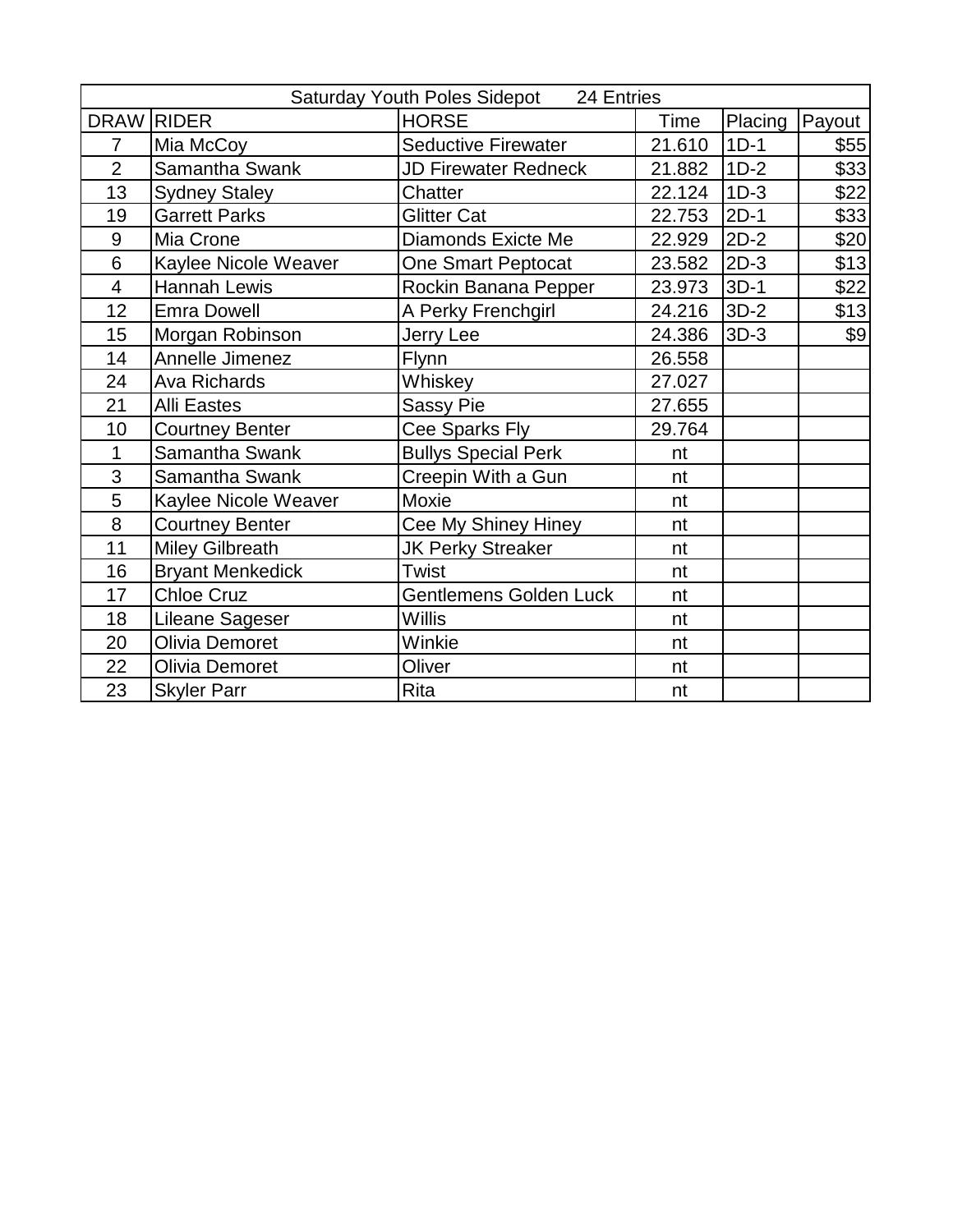| Saturday Youth Poles Sidepot 24 Entries | | | | | |
|---|---|---|---|---|---|
| DRAW | RIDER | HORSE | Time | Placing | Payout |
| 7 | Mia McCoy | Seductive Firewater | 21.610 | 1D-1 | $55 |
| 2 | Samantha Swank | JD Firewater Redneck | 21.882 | 1D-2 | $33 |
| 13 | Sydney Staley | Chatter | 22.124 | 1D-3 | $22 |
| 19 | Garrett Parks | Glitter Cat | 22.753 | 2D-1 | $33 |
| 9 | Mia Crone | Diamonds Exicte Me | 22.929 | 2D-2 | $20 |
| 6 | Kaylee Nicole Weaver | One Smart Peptocat | 23.582 | 2D-3 | $13 |
| 4 | Hannah Lewis | Rockin Banana Pepper | 23.973 | 3D-1 | $22 |
| 12 | Emra Dowell | A Perky Frenchgirl | 24.216 | 3D-2 | $13 |
| 15 | Morgan Robinson | Jerry Lee | 24.386 | 3D-3 | $9 |
| 14 | Annelle Jimenez | Flynn | 26.558 | | |
| 24 | Ava Richards | Whiskey | 27.027 | | |
| 21 | Alli Eastes | Sassy Pie | 27.655 | | |
| 10 | Courtney Benter | Cee Sparks Fly | 29.764 | | |
| 1 | Samantha Swank | Bullys Special Perk | nt | | |
| 3 | Samantha Swank | Creepin With a Gun | nt | | |
| 5 | Kaylee Nicole Weaver | Moxie | nt | | |
| 8 | Courtney Benter | Cee My Shiney Hiney | nt | | |
| 11 | Miley Gilbreath | JK Perky Streaker | nt | | |
| 16 | Bryant Menkedick | Twist | nt | | |
| 17 | Chloe Cruz | Gentlemens Golden Luck | nt | | |
| 18 | Lileane Sageser | Willis | nt | | |
| 20 | Olivia Demoret | Winkie | nt | | |
| 22 | Olivia Demoret | Oliver | nt | | |
| 23 | Skyler Parr | Rita | nt | | |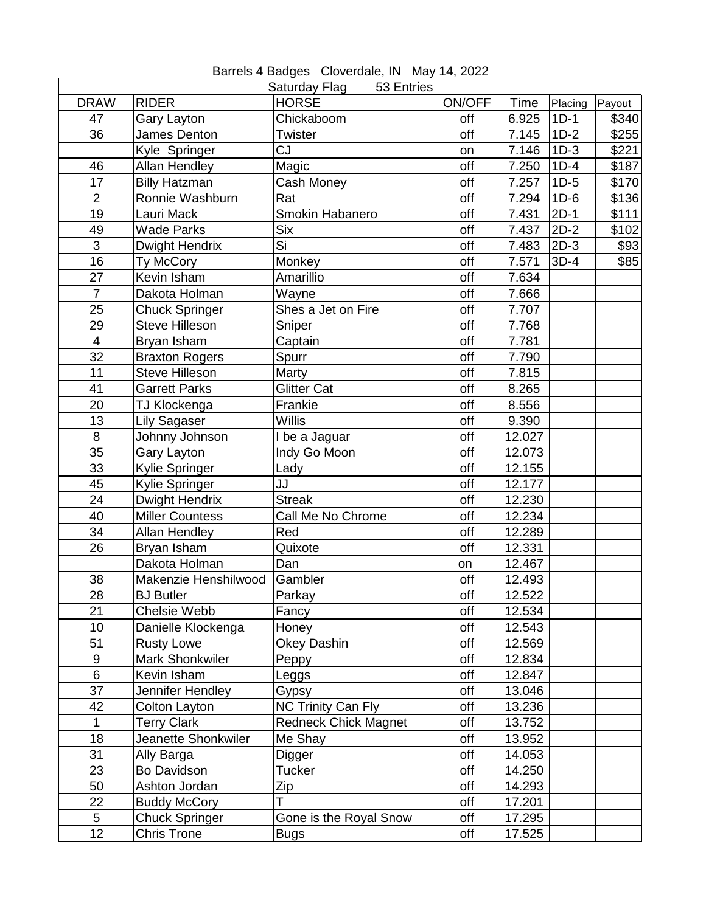Barrels 4 Badges Cloverdale, IN May 14, 2022

Saturday Flag 53 Entries

| DRAW | RIDER | HORSE | ON/OFF | Time | Placing | Payout |
|---|---|---|---|---|---|---|
| 47 | Gary Layton | Chickaboom | off | 6.925 | 1D-1 | $340 |
| 36 | James Denton | Twister | off | 7.145 | 1D-2 | $255 |
| | Kyle Springer | CJ | on | 7.146 | 1D-3 | $221 |
| 46 | Allan Hendley | Magic | off | 7.250 | 1D-4 | $187 |
| 17 | Billy Hatzman | Cash Money | off | 7.257 | 1D-5 | $170 |
| 2 | Ronnie Washburn | Rat | off | 7.294 | 1D-6 | $136 |
| 19 | Lauri Mack | Smokin Habanero | off | 7.431 | 2D-1 | $111 |
| 49 | Wade Parks | Six | off | 7.437 | 2D-2 | $102 |
| 3 | Dwight Hendrix | Si | off | 7.483 | 2D-3 | $93 |
| 16 | Ty McCory | Monkey | off | 7.571 | 3D-4 | $85 |
| 27 | Kevin Isham | Amarillio | off | 7.634 | | |
| 7 | Dakota Holman | Wayne | off | 7.666 | | |
| 25 | Chuck Springer | Shes a Jet on Fire | off | 7.707 | | |
| 29 | Steve Hilleson | Sniper | off | 7.768 | | |
| 4 | Bryan Isham | Captain | off | 7.781 | | |
| 32 | Braxton Rogers | Spurr | off | 7.790 | | |
| 11 | Steve Hilleson | Marty | off | 7.815 | | |
| 41 | Garrett Parks | Glitter Cat | off | 8.265 | | |
| 20 | TJ Klockenga | Frankie | off | 8.556 | | |
| 13 | Lily Sagaser | Willis | off | 9.390 | | |
| 8 | Johnny Johnson | I be a Jaguar | off | 12.027 | | |
| 35 | Gary Layton | Indy Go Moon | off | 12.073 | | |
| 33 | Kylie Springer | Lady | off | 12.155 | | |
| 45 | Kylie Springer | JJ | off | 12.177 | | |
| 24 | Dwight Hendrix | Streak | off | 12.230 | | |
| 40 | Miller Countess | Call Me No Chrome | off | 12.234 | | |
| 34 | Allan Hendley | Red | off | 12.289 | | |
| 26 | Bryan Isham | Quixote | off | 12.331 | | |
| | Dakota Holman | Dan | on | 12.467 | | |
| 38 | Makenzie Henshilwood | Gambler | off | 12.493 | | |
| 28 | BJ Butler | Parkay | off | 12.522 | | |
| 21 | Chelsie Webb | Fancy | off | 12.534 | | |
| 10 | Danielle Klockenga | Honey | off | 12.543 | | |
| 51 | Rusty Lowe | Okey Dashin | off | 12.569 | | |
| 9 | Mark Shonkwiler | Peppy | off | 12.834 | | |
| 6 | Kevin Isham | Leggs | off | 12.847 | | |
| 37 | Jennifer Hendley | Gypsy | off | 13.046 | | |
| 42 | Colton Layton | NC Trinity Can Fly | off | 13.236 | | |
| 1 | Terry Clark | Redneck Chick Magnet | off | 13.752 | | |
| 18 | Jeanette Shonkwiler | Me Shay | off | 13.952 | | |
| 31 | Ally Barga | Digger | off | 14.053 | | |
| 23 | Bo Davidson | Tucker | off | 14.250 | | |
| 50 | Ashton Jordan | Zip | off | 14.293 | | |
| 22 | Buddy McCory | T | off | 17.201 | | |
| 5 | Chuck Springer | Gone is the Royal Snow | off | 17.295 | | |
| 12 | Chris Trone | Bugs | off | 17.525 | | |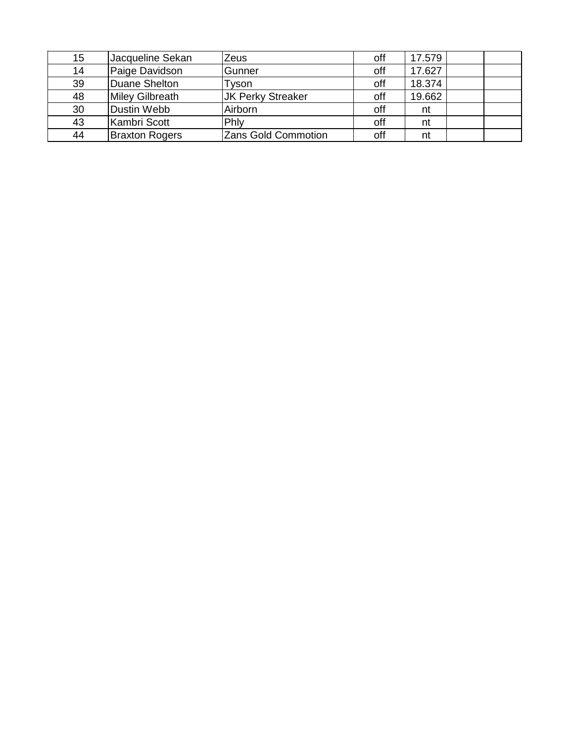| | | | | | | |
|---|---|---|---|---|---|---|
| 15 | Jacqueline Sekan | Zeus | off | 17.579 | | |
| 14 | Paige Davidson | Gunner | off | 17.627 | | |
| 39 | Duane Shelton | Tyson | off | 18.374 | | |
| 48 | Miley Gilbreath | JK Perky Streaker | off | 19.662 | | |
| 30 | Dustin Webb | Airborn | off | nt | | |
| 43 | Kambri Scott | Phly | off | nt | | |
| 44 | Braxton Rogers | Zans Gold Commotion | off | nt | | |